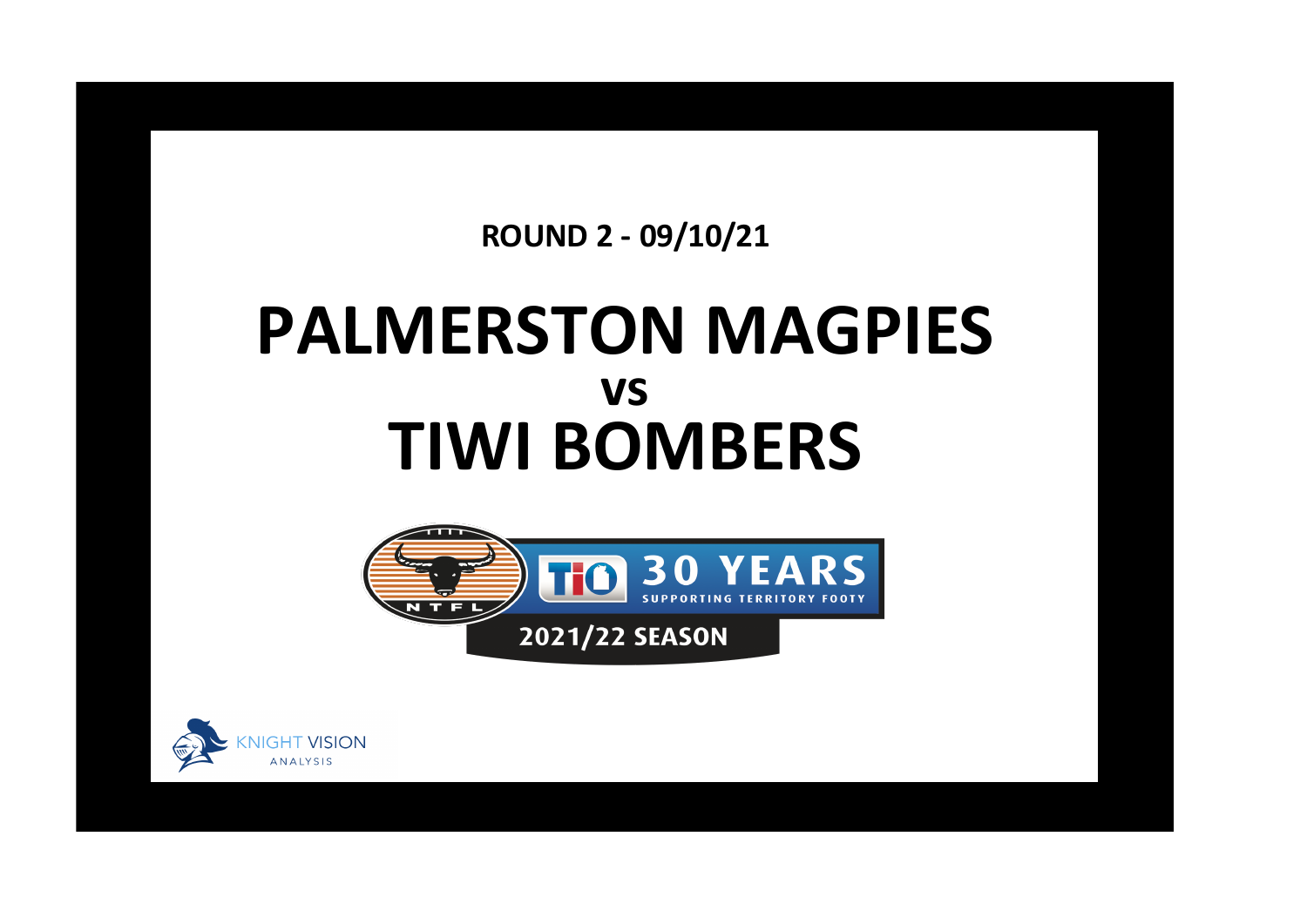**ROUND 2 - 09/10/21**

# PALMERSTON MAGPIES
## vs
# TIWI BOMBERS

NTFL

TIO 30 YEARS SUPPORTING TERRITORY FOOTY

2021/22 SEASON

KNIGHT VISION ANALYSIS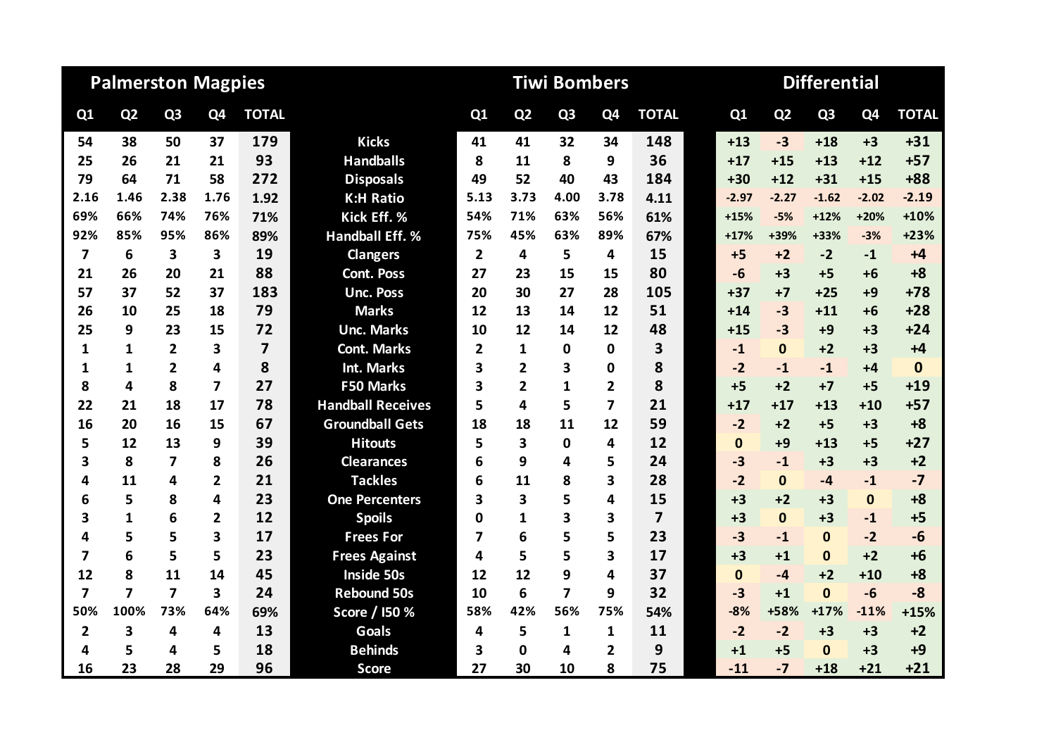| Palmerston Magpies | | | | | | Tiwi Bombers | | | | | Differential | | | | |
|---|---|---|---|---|---|---|---|---|---|---|---|---|---|---|---|
| Q1 | Q2 | Q3 | Q4 | TOTAL | | Q1 | Q2 | Q3 | Q4 | TOTAL | Q1 | Q2 | Q3 | Q4 | TOTAL |
| 54 | 38 | 50 | 37 | 179 | Kicks | 41 | 41 | 32 | 34 | 148 | +13 | -3 | +18 | +3 | +31 |
| 25 | 26 | 21 | 21 | 93 | Handballs | 8 | 11 | 8 | 9 | 36 | +17 | +15 | +13 | +12 | +57 |
| 79 | 64 | 71 | 58 | 272 | Disposals | 49 | 52 | 40 | 43 | 184 | +30 | +12 | +31 | +15 | +88 |
| 2.16 | 1.46 | 2.38 | 1.76 | 1.92 | K:H Ratio | 5.13 | 3.73 | 4.00 | 3.78 | 4.11 | -2.97 | -2.27 | -1.62 | -2.02 | -2.19 |
| 69% | 66% | 74% | 76% | 71% | Kick Eff. % | 54% | 71% | 63% | 56% | 61% | +15% | -5% | +12% | +20% | +10% |
| 92% | 85% | 95% | 86% | 89% | Handball Eff. % | 75% | 45% | 63% | 89% | 67% | +17% | +39% | +33% | -3% | +23% |
| 7 | 6 | 3 | 3 | 19 | Clangers | 2 | 4 | 5 | 4 | 15 | +5 | +2 | -2 | -1 | +4 |
| 21 | 26 | 20 | 21 | 88 | Cont. Poss | 27 | 23 | 15 | 15 | 80 | -6 | +3 | +5 | +6 | +8 |
| 57 | 37 | 52 | 37 | 183 | Unc. Poss | 20 | 30 | 27 | 28 | 105 | +37 | +7 | +25 | +9 | +78 |
| 26 | 10 | 25 | 18 | 79 | Marks | 12 | 13 | 14 | 12 | 51 | +14 | -3 | +11 | +6 | +28 |
| 25 | 9 | 23 | 15 | 72 | Unc. Marks | 10 | 12 | 14 | 12 | 48 | +15 | -3 | +9 | +3 | +24 |
| 1 | 1 | 2 | 3 | 7 | Cont. Marks | 2 | 1 | 0 | 0 | 3 | -1 | 0 | +2 | +3 | +4 |
| 1 | 1 | 2 | 4 | 8 | Int. Marks | 3 | 2 | 3 | 0 | 8 | -2 | -1 | -1 | +4 | 0 |
| 8 | 4 | 8 | 7 | 27 | F50 Marks | 3 | 2 | 1 | 2 | 8 | +5 | +2 | +7 | +5 | +19 |
| 22 | 21 | 18 | 17 | 78 | Handball Receives | 5 | 4 | 5 | 7 | 21 | +17 | +17 | +13 | +10 | +57 |
| 16 | 20 | 16 | 15 | 67 | Groundball Gets | 18 | 18 | 11 | 12 | 59 | -2 | +2 | +5 | +3 | +8 |
| 5 | 12 | 13 | 9 | 39 | Hitouts | 5 | 3 | 0 | 4 | 12 | 0 | +9 | +13 | +5 | +27 |
| 3 | 8 | 7 | 8 | 26 | Clearances | 6 | 9 | 4 | 5 | 24 | -3 | -1 | +3 | +3 | +2 |
| 4 | 11 | 4 | 2 | 21 | Tackles | 6 | 11 | 8 | 3 | 28 | -2 | 0 | -4 | -1 | -7 |
| 6 | 5 | 8 | 4 | 23 | One Percenters | 3 | 3 | 5 | 4 | 15 | +3 | +2 | +3 | 0 | +8 |
| 3 | 1 | 6 | 2 | 12 | Spoils | 0 | 1 | 3 | 3 | 7 | +3 | 0 | +3 | -1 | +5 |
| 4 | 5 | 5 | 3 | 17 | Frees For | 7 | 6 | 5 | 5 | 23 | -3 | -1 | 0 | -2 | -6 |
| 7 | 6 | 5 | 5 | 23 | Frees Against | 4 | 5 | 5 | 3 | 17 | +3 | +1 | 0 | +2 | +6 |
| 12 | 8 | 11 | 14 | 45 | Inside 50s | 12 | 12 | 9 | 4 | 37 | 0 | -4 | +2 | +10 | +8 |
| 7 | 7 | 7 | 3 | 24 | Rebound 50s | 10 | 6 | 7 | 9 | 32 | -3 | +1 | 0 | -6 | -8 |
| 50% | 100% | 73% | 64% | 69% | Score / I50 % | 58% | 42% | 56% | 75% | 54% | -8% | +58% | +17% | -11% | +15% |
| 2 | 3 | 4 | 4 | 13 | Goals | 4 | 5 | 1 | 1 | 11 | -2 | -2 | +3 | +3 | +2 |
| 4 | 5 | 4 | 5 | 18 | Behinds | 3 | 0 | 4 | 2 | 9 | +1 | +5 | 0 | +3 | +9 |
| 16 | 23 | 28 | 29 | 96 | Score | 27 | 30 | 10 | 8 | 75 | -11 | -7 | +18 | +21 | +21 |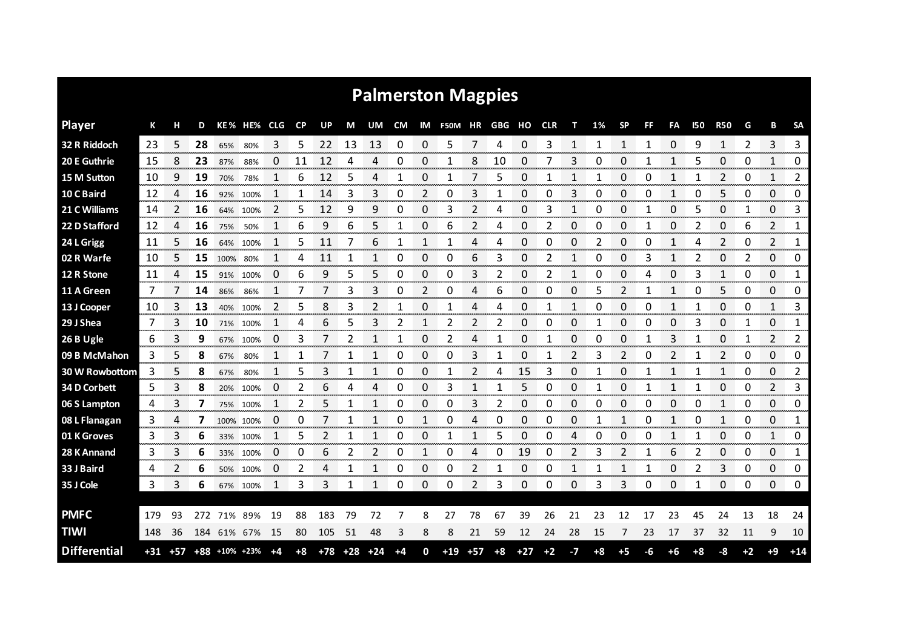# Palmerston Magpies

| Player | K | H | D | KE % | HE% | CLG | CP | UP | M | UM | CM | IM | F50M | HR | GBG | HO | CLR | T | 1% | SP | FF | FA | I50 | R50 | G | B | SA |
|---|---|---|---|---|---|---|---|---|---|---|---|---|---|---|---|---|---|---|---|---|---|---|---|---|---|---|---|
| 32 R Riddoch | 23 | 5 | **28** | 65% | 80% | 3 | 5 | 22 | 13 | 13 | 0 | 0 | 5 | 7 | 4 | 0 | 3 | 1 | 1 | 1 | 1 | 0 | 9 | 1 | 2 | 3 | 3 |
| 20 E Guthrie | 15 | 8 | **23** | 87% | 88% | 0 | 11 | 12 | 4 | 4 | 0 | 0 | 1 | 8 | 10 | 0 | 7 | 3 | 0 | 0 | 1 | 1 | 5 | 0 | 0 | 1 | 0 |
| 15 M Sutton | 10 | 9 | **19** | 70% | 78% | 1 | 6 | 12 | 5 | 4 | 1 | 0 | 1 | 7 | 5 | 0 | 1 | 1 | 1 | 0 | 0 | 1 | 1 | 2 | 0 | 1 | 2 |
| 10 C Baird | 12 | 4 | **16** | 92% | 100% | 1 | 1 | 14 | 3 | 3 | 0 | 2 | 0 | 3 | 1 | 0 | 0 | 3 | 0 | 0 | 0 | 1 | 0 | 5 | 0 | 0 | 0 |
| 21 C Williams | 14 | 2 | **16** | 64% | 100% | 2 | 5 | 12 | 9 | 9 | 0 | 0 | 3 | 2 | 4 | 0 | 3 | 1 | 0 | 0 | 1 | 0 | 5 | 0 | 1 | 0 | 3 |
| 22 D Stafford | 12 | 4 | **16** | 75% | 50% | 1 | 6 | 9 | 6 | 5 | 1 | 0 | 6 | 2 | 4 | 0 | 2 | 0 | 0 | 0 | 1 | 0 | 2 | 0 | 6 | 2 | 1 |
| 24 L Grigg | 11 | 5 | **16** | 64% | 100% | 1 | 5 | 11 | 7 | 6 | 1 | 1 | 1 | 4 | 4 | 0 | 0 | 0 | 2 | 0 | 0 | 1 | 4 | 2 | 0 | 2 | 1 |
| 02 R Warfe | 10 | 5 | **15** | 100% | 80% | 1 | 4 | 11 | 1 | 1 | 0 | 0 | 0 | 6 | 3 | 0 | 2 | 1 | 0 | 0 | 3 | 1 | 2 | 0 | 2 | 0 | 0 |
| 12 R Stone | 11 | 4 | **15** | 91% | 100% | 0 | 6 | 9 | 5 | 5 | 0 | 0 | 0 | 3 | 2 | 0 | 2 | 1 | 0 | 0 | 4 | 0 | 3 | 1 | 0 | 0 | 1 |
| 11 A Green | 7 | 7 | **14** | 86% | 86% | 1 | 7 | 7 | 3 | 3 | 0 | 2 | 0 | 4 | 6 | 0 | 0 | 0 | 5 | 2 | 1 | 1 | 0 | 5 | 0 | 0 | 0 |
| 13 J Cooper | 10 | 3 | **13** | 40% | 100% | 2 | 5 | 8 | 3 | 2 | 1 | 0 | 1 | 4 | 4 | 0 | 1 | 1 | 0 | 0 | 0 | 1 | 1 | 0 | 0 | 1 | 3 |
| 29 J Shea | 7 | 3 | **10** | 71% | 100% | 1 | 4 | 6 | 5 | 3 | 2 | 1 | 2 | 2 | 2 | 0 | 0 | 0 | 1 | 0 | 0 | 0 | 3 | 0 | 1 | 0 | 1 |
| 26 B Ugle | 6 | 3 | **9** | 67% | 100% | 0 | 3 | 7 | 2 | 1 | 1 | 0 | 2 | 4 | 1 | 0 | 1 | 0 | 0 | 0 | 1 | 3 | 1 | 0 | 1 | 2 | 2 |
| 09 B McMahon | 3 | 5 | **8** | 67% | 80% | 1 | 1 | 7 | 1 | 1 | 0 | 0 | 0 | 3 | 1 | 0 | 1 | 2 | 3 | 2 | 0 | 2 | 1 | 2 | 0 | 0 | 0 |
| 30 W Rowbottom | 3 | 5 | **8** | 67% | 80% | 1 | 5 | 3 | 1 | 1 | 0 | 0 | 1 | 2 | 4 | 15 | 3 | 0 | 1 | 0 | 1 | 1 | 1 | 1 | 0 | 0 | 2 |
| 34 D Corbett | 5 | 3 | **8** | 20% | 100% | 0 | 2 | 6 | 4 | 4 | 0 | 0 | 3 | 1 | 1 | 5 | 0 | 0 | 1 | 0 | 1 | 1 | 1 | 0 | 0 | 2 | 3 |
| 06 S Lampton | 4 | 3 | **7** | 75% | 100% | 1 | 2 | 5 | 1 | 1 | 0 | 0 | 0 | 3 | 2 | 0 | 0 | 0 | 0 | 0 | 0 | 0 | 0 | 1 | 0 | 0 | 0 |
| 08 L Flanagan | 3 | 4 | **7** | 100% | 100% | 0 | 0 | 7 | 1 | 1 | 0 | 1 | 0 | 4 | 0 | 0 | 0 | 0 | 1 | 1 | 0 | 1 | 0 | 1 | 0 | 0 | 1 |
| 01 K Groves | 3 | 3 | **6** | 33% | 100% | 1 | 5 | 2 | 1 | 1 | 0 | 0 | 1 | 1 | 5 | 0 | 0 | 4 | 0 | 0 | 0 | 1 | 1 | 0 | 0 | 1 | 0 |
| 28 K Annand | 3 | 3 | **6** | 33% | 100% | 0 | 0 | 6 | 2 | 2 | 0 | 1 | 0 | 4 | 0 | 19 | 0 | 2 | 3 | 2 | 1 | 6 | 2 | 0 | 0 | 0 | 1 |
| 33 J Baird | 4 | 2 | **6** | 50% | 100% | 0 | 2 | 4 | 1 | 1 | 0 | 0 | 0 | 2 | 1 | 0 | 0 | 1 | 1 | 1 | 1 | 0 | 2 | 3 | 0 | 0 | 0 |
| 35 J Cole | 3 | 3 | **6** | 67% | 100% | 1 | 3 | 3 | 1 | 1 | 0 | 0 | 0 | 2 | 3 | 0 | 0 | 0 | 3 | 3 | 0 | 0 | 1 | 0 | 0 | 0 | 0 |
| | | | | | | | | | | | | | | | | | | | | | | | | | | | |
| **PMFC** | 179 | 93 | 272 | 71% | 89% | 19 | 88 | 183 | 79 | 72 | 7 | 8 | 27 | 78 | 67 | 39 | 26 | 21 | 23 | 12 | 17 | 23 | 45 | 24 | 13 | 18 | 24 |
| **TIWI** | 148 | 36 | 184 | 61% | 67% | 15 | 80 | 105 | 51 | 48 | 3 | 8 | 8 | 21 | 59 | 12 | 24 | 28 | 15 | 7 | 23 | 17 | 37 | 32 | 11 | 9 | 10 |
| **Differential** | +31 | +57 | +88 | +10% | +23% | +4 | +8 | +78 | +28 | +24 | +4 | 0 | +19 | +57 | +8 | +27 | +2 | -7 | +8 | +5 | -6 | +6 | +8 | -8 | +2 | +9 | +14 |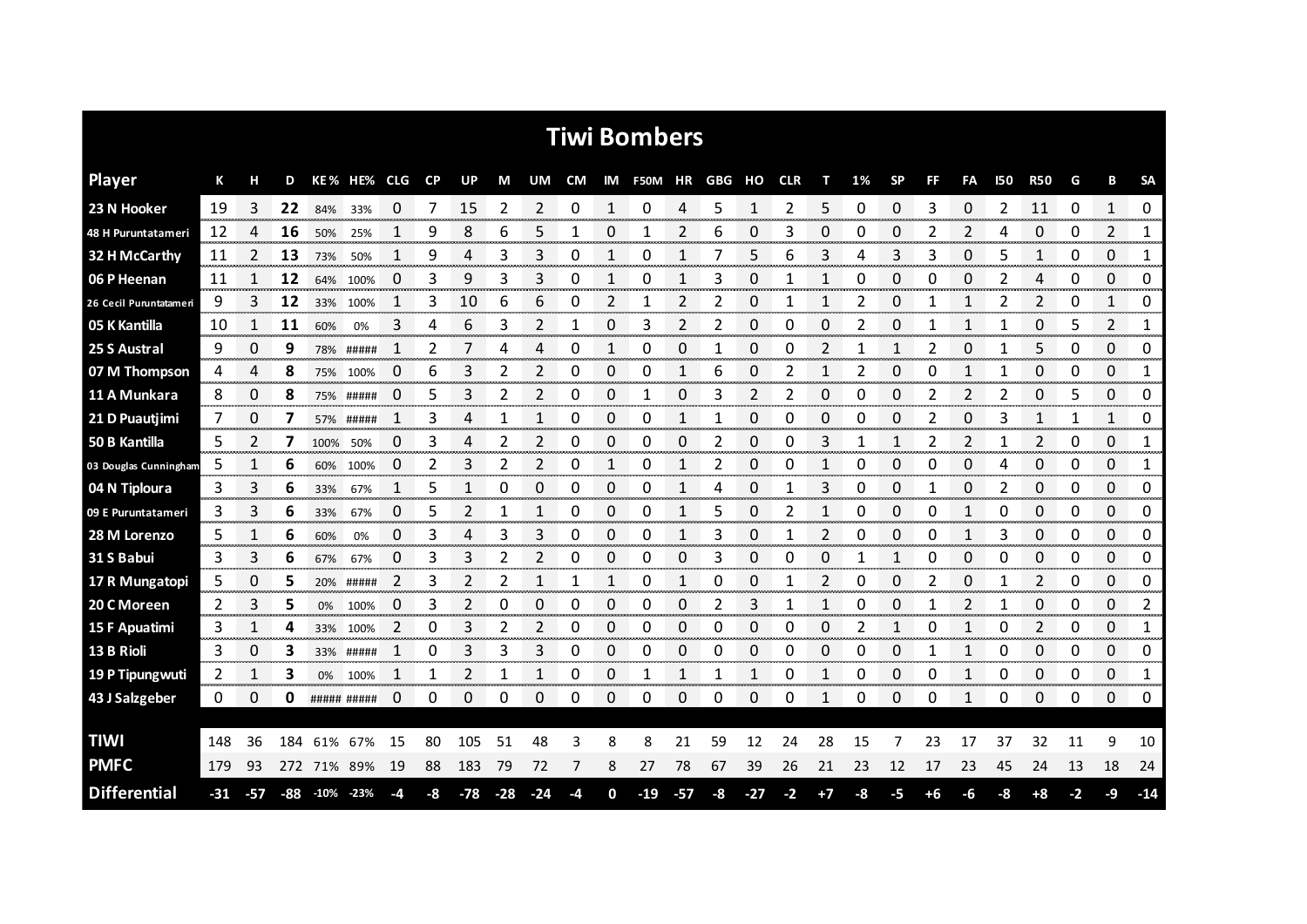# Tiwi Bombers

| Player | K | H | D | KE% | HE% | CLG | CP | UP | M | UM | CM | IM | F50M | HR | GBG | HO | CLR | T | 1% | SP | FF | FA | I50 | R50 | G | B | SA |
|---|---|---|---|---|---|---|---|---|---|---|---|---|---|---|---|---|---|---|---|---|---|---|---|---|---|---|---|
| 23 N Hooker | 19 | 3 | 22 | 84% | 33% | 0 | 7 | 15 | 2 | 2 | 0 | 1 | 0 | 4 | 5 | 1 | 2 | 5 | 0 | 0 | 3 | 0 | 2 | 11 | 0 | 1 | 0 |
| 48 H Puruntatameri | 12 | 4 | 16 | 50% | 25% | 1 | 9 | 8 | 6 | 5 | 1 | 0 | 1 | 2 | 6 | 0 | 3 | 0 | 0 | 0 | 2 | 2 | 4 | 0 | 0 | 2 | 1 |
| 32 H McCarthy | 11 | 2 | 13 | 73% | 50% | 1 | 9 | 4 | 3 | 3 | 0 | 1 | 0 | 1 | 7 | 5 | 6 | 3 | 4 | 3 | 3 | 0 | 5 | 1 | 0 | 0 | 1 |
| 06 P Heenan | 11 | 1 | 12 | 64% | 100% | 0 | 3 | 9 | 3 | 3 | 0 | 1 | 0 | 1 | 3 | 0 | 1 | 1 | 0 | 0 | 0 | 0 | 2 | 4 | 0 | 0 | 0 |
| 26 Cecil Puruntatameri | 9 | 3 | 12 | 33% | 100% | 1 | 3 | 10 | 6 | 6 | 0 | 2 | 1 | 2 | 2 | 0 | 1 | 1 | 2 | 0 | 1 | 1 | 2 | 2 | 0 | 1 | 0 |
| 05 K Kantilla | 10 | 1 | 11 | 60% | 0% | 3 | 4 | 6 | 3 | 2 | 1 | 0 | 3 | 2 | 2 | 0 | 0 | 0 | 2 | 0 | 1 | 1 | 1 | 0 | 5 | 2 | 1 |
| 25 S Austral | 9 | 0 | 9 | 78% | ##### | 1 | 2 | 7 | 4 | 4 | 0 | 1 | 0 | 0 | 1 | 0 | 0 | 2 | 1 | 1 | 2 | 0 | 1 | 5 | 0 | 0 | 0 |
| 07 M Thompson | 4 | 4 | 8 | 75% | 100% | 0 | 6 | 3 | 2 | 2 | 0 | 0 | 0 | 1 | 6 | 0 | 2 | 1 | 2 | 0 | 0 | 1 | 1 | 0 | 0 | 0 | 1 |
| 11 A Munkara | 8 | 0 | 8 | 75% | ##### | 0 | 5 | 3 | 2 | 2 | 0 | 0 | 1 | 0 | 3 | 2 | 2 | 0 | 0 | 0 | 2 | 2 | 2 | 0 | 5 | 0 | 0 |
| 21 D Puautjimi | 7 | 0 | 7 | 57% | ##### | 1 | 3 | 4 | 1 | 1 | 0 | 0 | 0 | 1 | 1 | 0 | 0 | 0 | 0 | 0 | 2 | 0 | 3 | 1 | 1 | 1 | 0 |
| 50 B Kantilla | 5 | 2 | 7 | 100% | 50% | 0 | 3 | 4 | 2 | 2 | 0 | 0 | 0 | 0 | 2 | 0 | 0 | 3 | 1 | 1 | 2 | 2 | 1 | 2 | 0 | 0 | 1 |
| 03 Douglas Cunningham | 5 | 1 | 6 | 60% | 100% | 0 | 2 | 3 | 2 | 2 | 0 | 1 | 0 | 1 | 2 | 0 | 0 | 1 | 0 | 0 | 0 | 0 | 4 | 0 | 0 | 0 | 1 |
| 04 N Tiploura | 3 | 3 | 6 | 33% | 67% | 1 | 5 | 1 | 0 | 0 | 0 | 0 | 0 | 1 | 4 | 0 | 1 | 3 | 0 | 0 | 1 | 0 | 2 | 0 | 0 | 0 | 0 |
| 09 E Puruntatameri | 3 | 3 | 6 | 33% | 67% | 0 | 5 | 2 | 1 | 1 | 0 | 0 | 0 | 1 | 5 | 0 | 2 | 1 | 0 | 0 | 0 | 1 | 0 | 0 | 0 | 0 | 0 |
| 28 M Lorenzo | 5 | 1 | 6 | 60% | 0% | 0 | 3 | 4 | 3 | 3 | 0 | 0 | 0 | 1 | 3 | 0 | 1 | 2 | 0 | 0 | 0 | 1 | 3 | 0 | 0 | 0 | 0 |
| 31 S Babui | 3 | 3 | 6 | 67% | 67% | 0 | 3 | 3 | 2 | 2 | 0 | 0 | 0 | 0 | 3 | 0 | 0 | 0 | 1 | 1 | 0 | 0 | 0 | 0 | 0 | 0 | 0 |
| 17 R Mungatopi | 5 | 0 | 5 | 20% | ##### | 2 | 3 | 2 | 2 | 1 | 1 | 1 | 0 | 1 | 0 | 0 | 1 | 2 | 0 | 0 | 2 | 0 | 1 | 2 | 0 | 0 | 0 |
| 20 C Moreen | 2 | 3 | 5 | 0% | 100% | 0 | 3 | 2 | 0 | 0 | 0 | 0 | 0 | 0 | 2 | 3 | 1 | 1 | 0 | 0 | 1 | 2 | 1 | 0 | 0 | 0 | 2 |
| 15 F Apuatimi | 3 | 1 | 4 | 33% | 100% | 2 | 0 | 3 | 2 | 2 | 0 | 0 | 0 | 0 | 0 | 0 | 0 | 0 | 2 | 1 | 0 | 1 | 0 | 2 | 0 | 0 | 1 |
| 13 B Rioli | 3 | 0 | 3 | 33% | ##### | 1 | 0 | 3 | 3 | 3 | 0 | 0 | 0 | 0 | 0 | 0 | 0 | 0 | 0 | 0 | 1 | 1 | 0 | 0 | 0 | 0 | 0 |
| 19 P Tipungwuti | 2 | 1 | 3 | 0% | 100% | 1 | 1 | 2 | 1 | 1 | 0 | 0 | 1 | 1 | 1 | 1 | 0 | 1 | 0 | 0 | 0 | 1 | 0 | 0 | 0 | 0 | 1 |
| 43 J Salzgeber | 0 | 0 | 0 | ##### | ##### | 0 | 0 | 0 | 0 | 0 | 0 | 0 | 0 | 0 | 0 | 0 | 0 | 1 | 0 | 0 | 0 | 1 | 0 | 0 | 0 | 0 | 0 |
| | | | | | | | | | | | | | | | | | | | | | | | | | | | |
| TIWI | 148 | 36 | 184 | 61% | 67% | 15 | 80 | 105 | 51 | 48 | 3 | 8 | 8 | 21 | 59 | 12 | 24 | 28 | 15 | 7 | 23 | 17 | 37 | 32 | 11 | 9 | 10 |
| PMFC | 179 | 93 | 272 | 71% | 89% | 19 | 88 | 183 | 79 | 72 | 7 | 8 | 27 | 78 | 67 | 39 | 26 | 21 | 23 | 12 | 17 | 23 | 45 | 24 | 13 | 18 | 24 |
| Differential | -31 | -57 | -88 | -10% | -23% | -4 | -8 | -78 | -28 | -24 | -4 | 0 | -19 | -57 | -8 | -27 | -2 | +7 | -8 | -5 | +6 | -6 | -8 | +8 | -2 | -9 | -14 |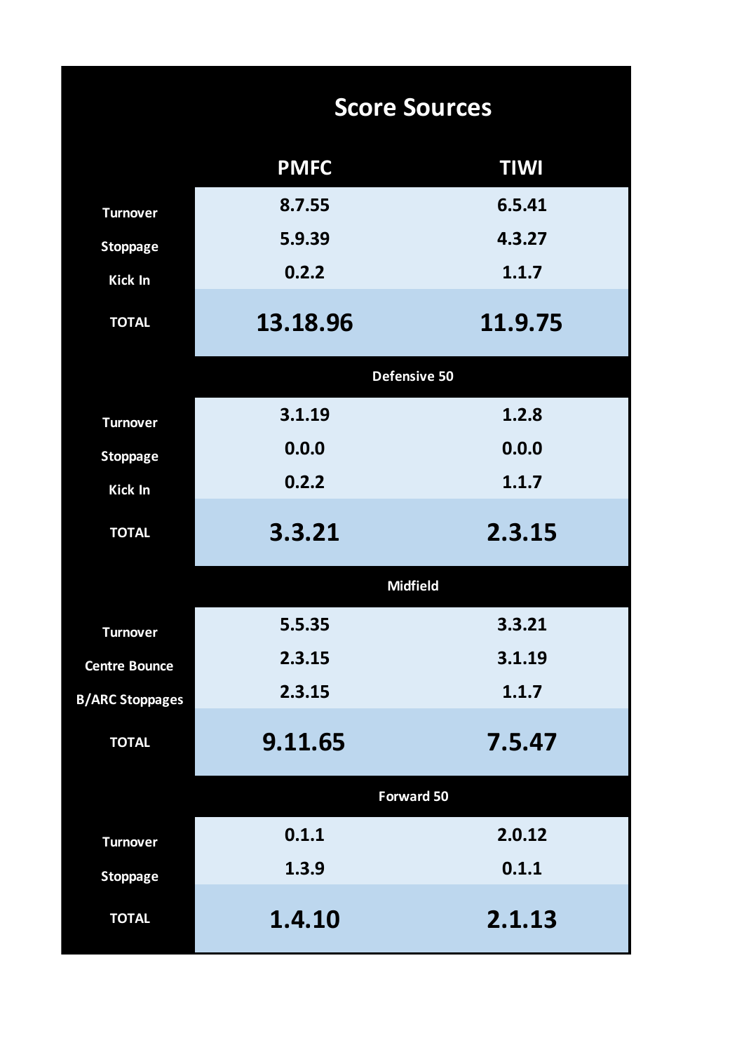# Score Sources

| | PMFC | TIWI |
|---|---|---|
| Turnover | 8.7.55 | 6.5.41 |
| Stoppage | 5.9.39 | 4.3.27 |
| Kick In | 0.2.2 | 1.1.7 |
| **TOTAL** | **13.18.96** | **11.9.75** |
| **Defensive 50** | | |
| Turnover | 3.1.19 | 1.2.8 |
| Stoppage | 0.0.0 | 0.0.0 |
| Kick In | 0.2.2 | 1.1.7 |
| **TOTAL** | **3.3.21** | **2.3.15** |
| **Midfield** | | |
| Turnover | 5.5.35 | 3.3.21 |
| Centre Bounce | 2.3.15 | 3.1.19 |
| B/ARC Stoppages | 2.3.15 | 1.1.7 |
| **TOTAL** | **9.11.65** | **7.5.47** |
| **Forward 50** | | |
| Turnover | 0.1.1 | 2.0.12 |
| Stoppage | 1.3.9 | 0.1.1 |
| **TOTAL** | **1.4.10** | **2.1.13** |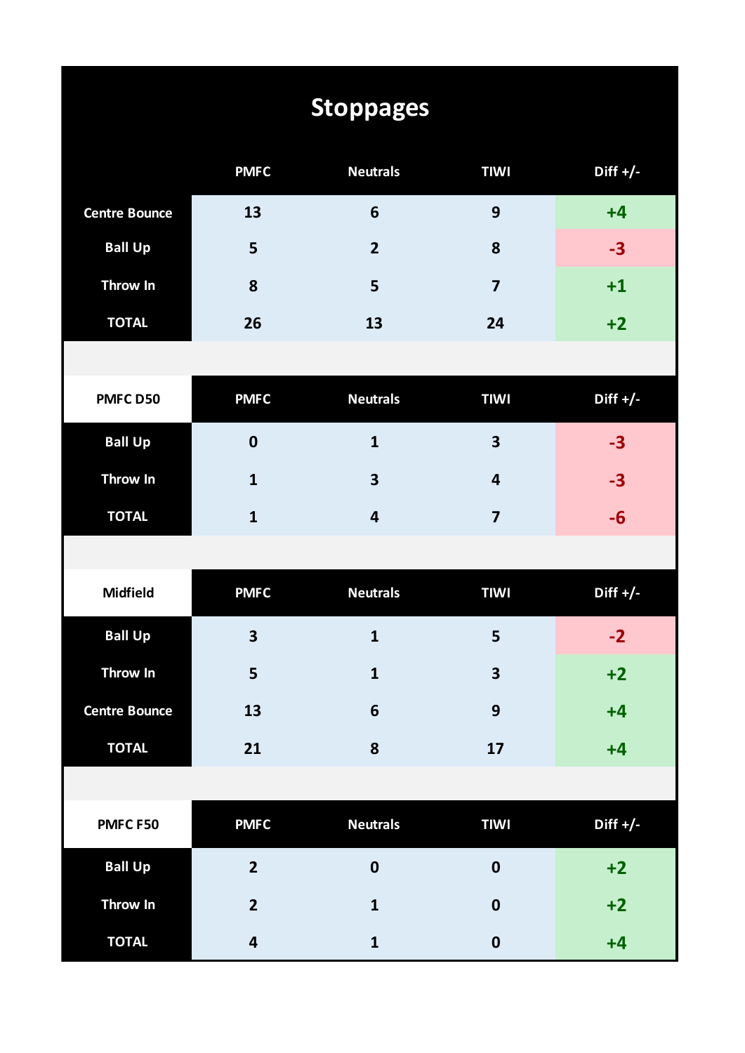# Stoppages

| | PMFC | Neutrals | TIWI | Diff +/- |
|---|---|---|---|---|
| Centre Bounce | 13 | 6 | 9 | +4 |
| Ball Up | 5 | 2 | 8 | -3 |
| Throw In | 8 | 5 | 7 | +1 |
| TOTAL | 26 | 13 | 24 | +2 |

| PMFC D50 | PMFC | Neutrals | TIWI | Diff +/- |
|---|---|---|---|---|
| Ball Up | 0 | 1 | 3 | -3 |
| Throw In | 1 | 3 | 4 | -3 |
| TOTAL | 1 | 4 | 7 | -6 |

| Midfield | PMFC | Neutrals | TIWI | Diff +/- |
|---|---|---|---|---|
| Ball Up | 3 | 1 | 5 | -2 |
| Throw In | 5 | 1 | 3 | +2 |
| Centre Bounce | 13 | 6 | 9 | +4 |
| TOTAL | 21 | 8 | 17 | +4 |

| PMFC F50 | PMFC | Neutrals | TIWI | Diff +/- |
|---|---|---|---|---|
| Ball Up | 2 | 0 | 0 | +2 |
| Throw In | 2 | 1 | 0 | +2 |
| TOTAL | 4 | 1 | 0 | +4 |